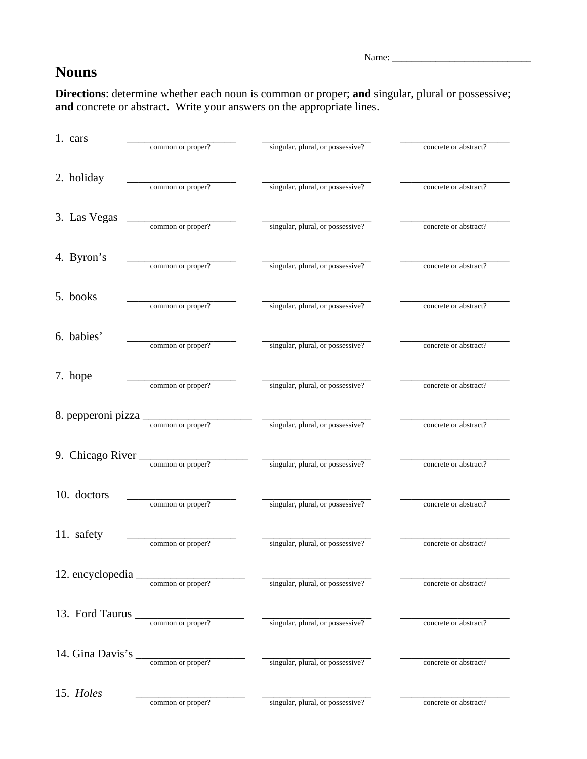Name: ______________________________

# Nouns

**Directions**: determine whether each noun is common or proper; **and** singular, plural or possessive; **and** concrete or abstract. Write your answers on the appropriate lines.

1. cars ____________________ ____________________ ____________________
   common or proper? singular, plural, or possessive? concrete or abstract?

2. holiday ____________________ ____________________ ____________________
   common or proper? singular, plural, or possessive? concrete or abstract?

3. Las Vegas ____________________ ____________________ ____________________
   common or proper? singular, plural, or possessive? concrete or abstract?

4. Byron's ____________________ ____________________ ____________________
   common or proper? singular, plural, or possessive? concrete or abstract?

5. books ____________________ ____________________ ____________________
   common or proper? singular, plural, or possessive? concrete or abstract?

6. babies' ____________________ ____________________ ____________________
   common or proper? singular, plural, or possessive? concrete or abstract?

7. hope ____________________ ____________________ ____________________
   common or proper? singular, plural, or possessive? concrete or abstract?

8. pepperoni pizza ____________________ ____________________ ____________________
   common or proper? singular, plural, or possessive? concrete or abstract?

9. Chicago River ____________________ ____________________ ____________________
   common or proper? singular, plural, or possessive? concrete or abstract?

10. doctors ____________________ ____________________ ____________________
    common or proper? singular, plural, or possessive? concrete or abstract?

11. safety ____________________ ____________________ ____________________
    common or proper? singular, plural, or possessive? concrete or abstract?

12. encyclopedia ____________________ ____________________ ____________________
    common or proper? singular, plural, or possessive? concrete or abstract?

13. Ford Taurus ____________________ ____________________ ____________________
    common or proper? singular, plural, or possessive? concrete or abstract?

14. Gina Davis's ____________________ ____________________ ____________________
    common or proper? singular, plural, or possessive? concrete or abstract?

15. *Holes* ____________________ ____________________ ____________________
    common or proper? singular, plural, or possessive? concrete or abstract?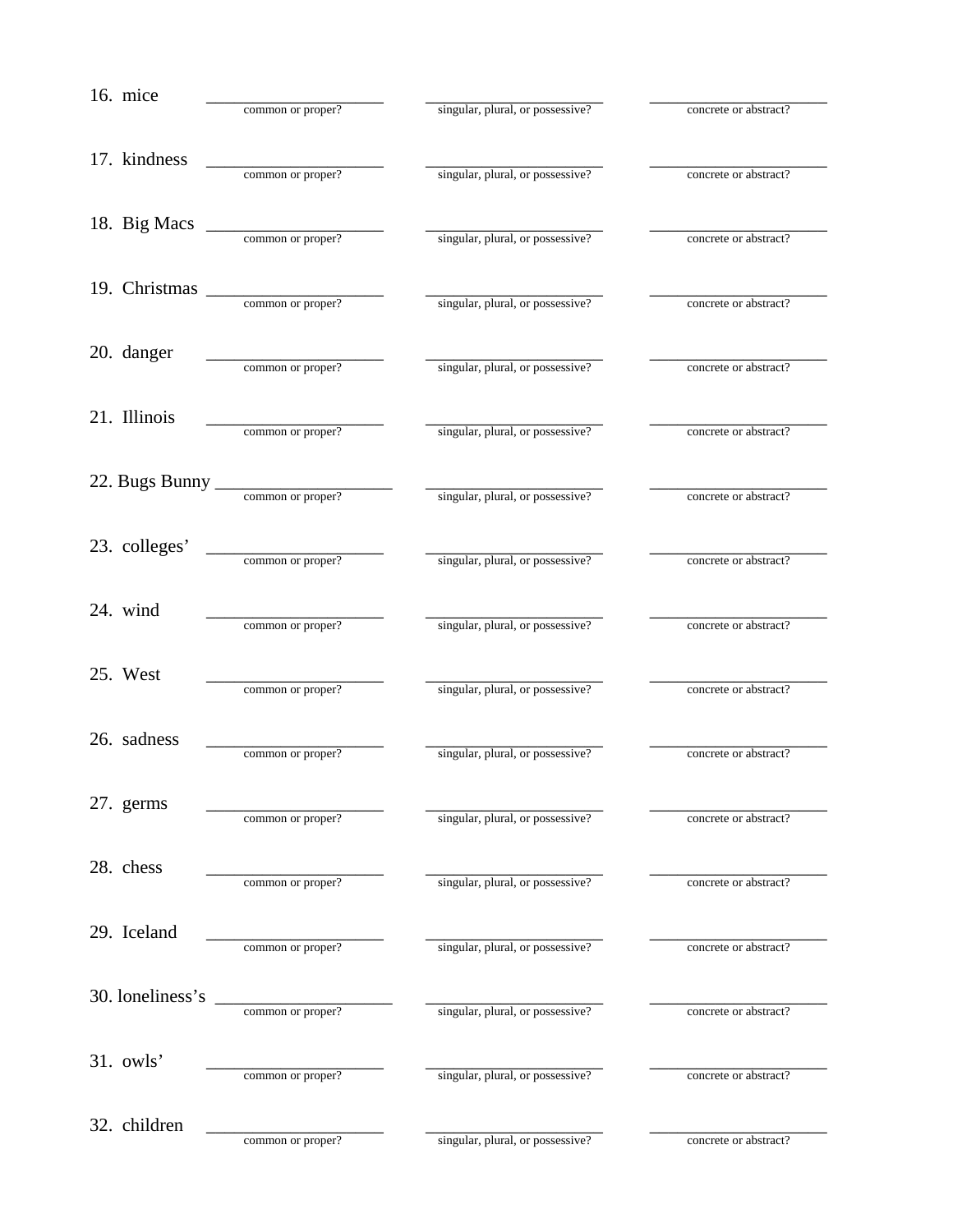16. mice ____________________ ____________________ ____________________
common or proper? singular, plural, or possessive? concrete or abstract?

17. kindness ____________________ ____________________ ____________________
common or proper? singular, plural, or possessive? concrete or abstract?

18. Big Macs ____________________ ____________________ ____________________
common or proper? singular, plural, or possessive? concrete or abstract?

19. Christmas ____________________ ____________________ ____________________
common or proper? singular, plural, or possessive? concrete or abstract?

20. danger ____________________ ____________________ ____________________
common or proper? singular, plural, or possessive? concrete or abstract?

21. Illinois ____________________ ____________________ ____________________
common or proper? singular, plural, or possessive? concrete or abstract?

22. Bugs Bunny ____________________ ____________________ ____________________
common or proper? singular, plural, or possessive? concrete or abstract?

23. colleges' ____________________ ____________________ ____________________
common or proper? singular, plural, or possessive? concrete or abstract?

24. wind ____________________ ____________________ ____________________
common or proper? singular, plural, or possessive? concrete or abstract?

25. West ____________________ ____________________ ____________________
common or proper? singular, plural, or possessive? concrete or abstract?

26. sadness ____________________ ____________________ ____________________
common or proper? singular, plural, or possessive? concrete or abstract?

27. germs ____________________ ____________________ ____________________
common or proper? singular, plural, or possessive? concrete or abstract?

28. chess ____________________ ____________________ ____________________
common or proper? singular, plural, or possessive? concrete or abstract?

29. Iceland ____________________ ____________________ ____________________
common or proper? singular, plural, or possessive? concrete or abstract?

30. loneliness's ____________________ ____________________ ____________________
common or proper? singular, plural, or possessive? concrete or abstract?

31. owls' ____________________ ____________________ ____________________
common or proper? singular, plural, or possessive? concrete or abstract?

32. children ____________________ ____________________ ____________________
common or proper? singular, plural, or possessive? concrete or abstract?